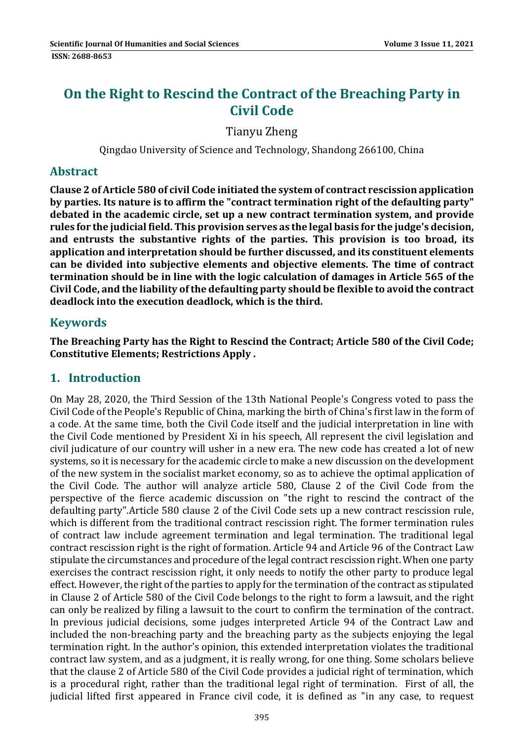# On the Right to Rescind the Contract of the Breaching Party in Civil Code

Tianyu Zheng

Qingdao University of Science and Technology, Shandong 266100, China

## Abstract

**Clause 2 of Article 580 of civil Code initiated the system of contract rescission application by parties. Its nature is to affirm the "contract termination right of the defaulting party" debated in the academic circle, set up a new contract termination system, and provide rules for the judicial field. This provision serves as the legal basis for the judge's decision, and entrusts the substantive rights of the parties. This provision is too broad, its application and interpretation should be further discussed, and its constituent elements can be divided into subjective elements and objective elements. The time of contract termination should be in line with the logic calculation of damages in Article 565 of the Civil Code, and the liability of the defaulting party should be flexible to avoid the contract deadlock into the execution deadlock, which is the third.**

## Keywords

**The Breaching Party has the Right to Rescind the Contract; Article 580 of the Civil Code; Constitutive Elements; Restrictions Apply .**

## 1. Introduction

On May 28, 2020, the Third Session of the 13th National People's Congress voted to pass the Civil Code of the People's Republic of China, marking the birth of China's first law in the form of a code. At the same time, both the Civil Code itself and the judicial interpretation in line with the Civil Code mentioned by President Xi in his speech, All represent the civil legislation and civil judicature of our country will usher in a new era. The new code has created a lot of new systems, so it is necessary for the academic circle to make a new discussion on the development of the new system in the socialist market economy, so as to achieve the optimal application of the Civil Code. The author will analyze article 580, Clause 2 of the Civil Code from the perspective of the fierce academic discussion on "the right to rescind the contract of the defaulting party".Article 580 clause 2 of the Civil Code sets up a new contract rescission rule, which is different from the traditional contract rescission right. The former termination rules of contract law include agreement termination and legal termination. The traditional legal contract rescission right is the right of formation. Article 94 and Article 96 of the Contract Law stipulate the circumstances and procedure of the legal contract rescission right. When one party exercises the contract rescission right, it only needs to notify the other party to produce legal effect. However, the right of the parties to apply for the termination of the contract as stipulated in Clause 2 of Article 580 of the Civil Code belongs to the right to form a lawsuit, and the right can only be realized by filing a lawsuit to the court to confirm the termination of the contract. In previous judicial decisions, some judges interpreted Article 94 of the Contract Law and included the non-breaching party and the breaching party as the subjects enjoying the legal termination right. In the author's opinion, this extended interpretation violates the traditional contract law system, and as a judgment, it is really wrong, for one thing. Some scholars believe that the clause 2 of Article 580 of the Civil Code provides a judicial right of termination, which is a procedural right, rather than the traditional legal right of termination. First of all, the judicial lifted first appeared in France civil code, it is defined as "in any case, to request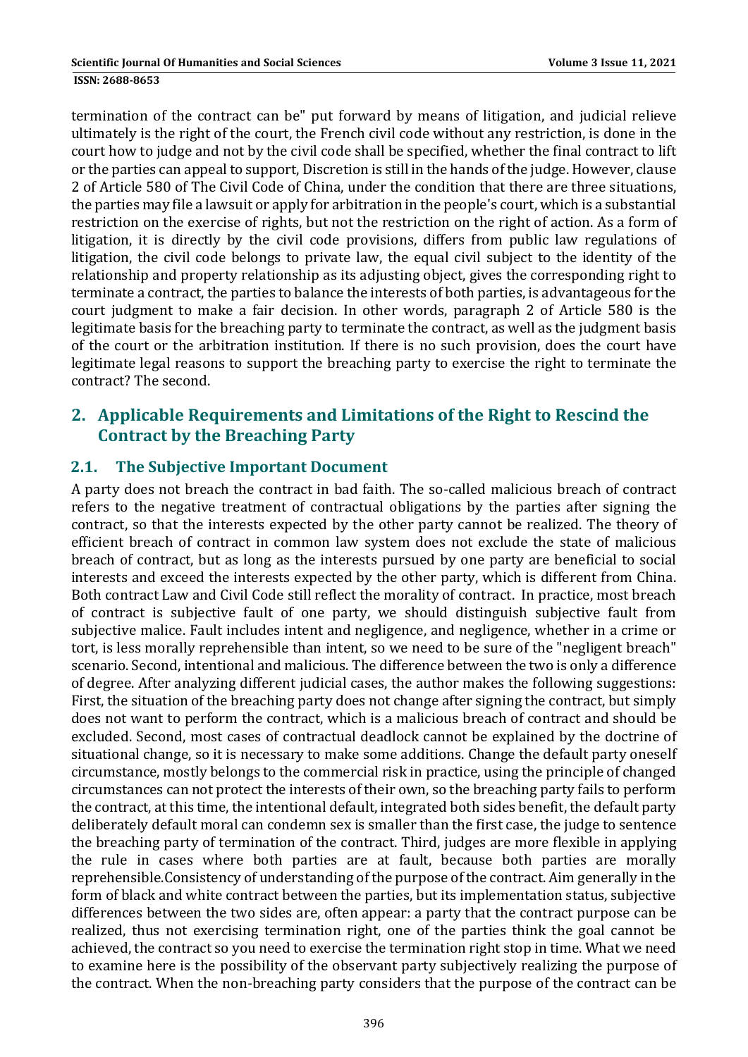termination of the contract can be" put forward by means of litigation, and judicial relieve ultimately is the right of the court, the French civil code without any restriction, is done in the court how to judge and not by the civil code shall be specified, whether the final contract to lift or the parties can appeal to support, Discretion is still in the hands of the judge. However, clause 2 of Article 580 of The Civil Code of China, under the condition that there are three situations, the parties may file a lawsuit or apply for arbitration in the people's court, which is a substantial restriction on the exercise of rights, but not the restriction on the right of action. As a form of litigation, it is directly by the civil code provisions, differs from public law regulations of litigation, the civil code belongs to private law, the equal civil subject to the identity of the relationship and property relationship as its adjusting object, gives the corresponding right to terminate a contract, the parties to balance the interests of both parties, is advantageous for the court judgment to make a fair decision. In other words, paragraph 2 of Article 580 is the legitimate basis for the breaching party to terminate the contract, as well as the judgment basis of the court or the arbitration institution. If there is no such provision, does the court have legitimate legal reasons to support the breaching party to exercise the right to terminate the contract? The second.

## 2. Applicable Requirements and Limitations of the Right to Rescind the Contract by the Breaching Party

### 2.1. The Subjective Important Document

A party does not breach the contract in bad faith. The so-called malicious breach of contract refers to the negative treatment of contractual obligations by the parties after signing the contract, so that the interests expected by the other party cannot be realized. The theory of efficient breach of contract in common law system does not exclude the state of malicious breach of contract, but as long as the interests pursued by one party are beneficial to social interests and exceed the interests expected by the other party, which is different from China. Both contract Law and Civil Code still reflect the morality of contract. In practice, most breach of contract is subjective fault of one party, we should distinguish subjective fault from subjective malice. Fault includes intent and negligence, and negligence, whether in a crime or tort, is less morally reprehensible than intent, so we need to be sure of the "negligent breach" scenario. Second, intentional and malicious. The difference between the two is only a difference of degree. After analyzing different judicial cases, the author makes the following suggestions: First, the situation of the breaching party does not change after signing the contract, but simply does not want to perform the contract, which is a malicious breach of contract and should be excluded. Second, most cases of contractual deadlock cannot be explained by the doctrine of situational change, so it is necessary to make some additions. Change the default party oneself circumstance, mostly belongs to the commercial risk in practice, using the principle of changed circumstances can not protect the interests of their own, so the breaching party fails to perform the contract, at this time, the intentional default, integrated both sides benefit, the default party deliberately default moral can condemn sex is smaller than the first case, the judge to sentence the breaching party of termination of the contract. Third, judges are more flexible in applying the rule in cases where both parties are at fault, because both parties are morally reprehensible.Consistency of understanding of the purpose of the contract. Aim generally in the form of black and white contract between the parties, but its implementation status, subjective differences between the two sides are, often appear: a party that the contract purpose can be realized, thus not exercising termination right, one of the parties think the goal cannot be achieved, the contract so you need to exercise the termination right stop in time. What we need to examine here is the possibility of the observant party subjectively realizing the purpose of the contract. When the non-breaching party considers that the purpose of the contract can be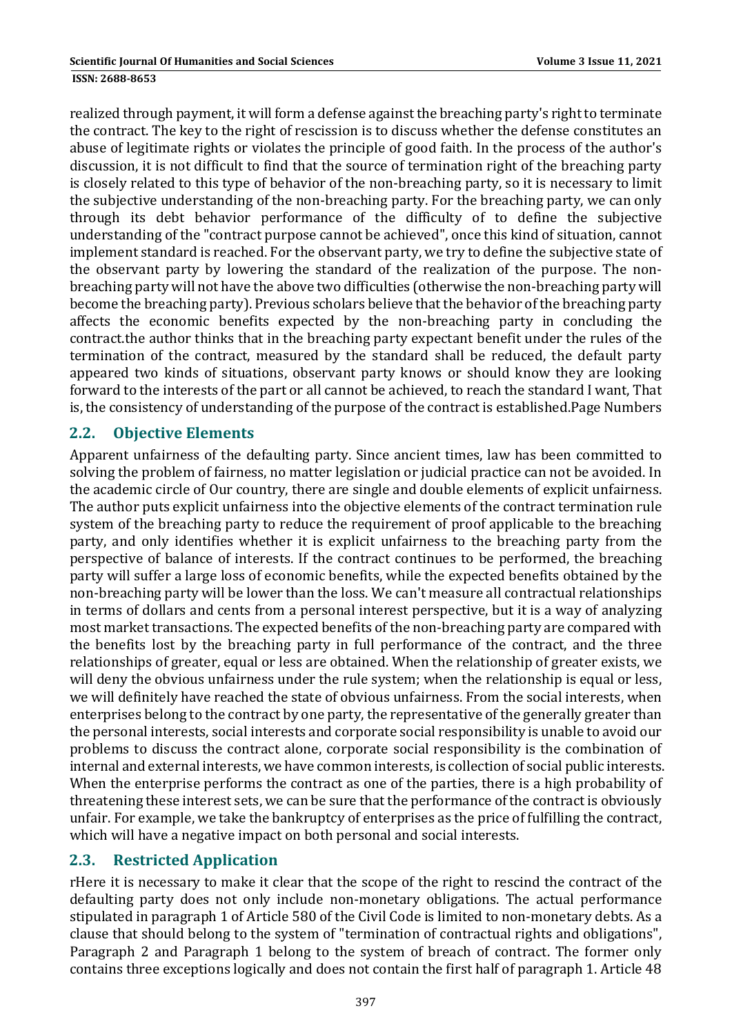realized through payment, it will form a defense against the breaching party's right to terminate the contract. The key to the right of rescission is to discuss whether the defense constitutes an abuse of legitimate rights or violates the principle of good faith. In the process of the author's discussion, it is not difficult to find that the source of termination right of the breaching party is closely related to this type of behavior of the non-breaching party, so it is necessary to limit the subjective understanding of the non-breaching party. For the breaching party, we can only through its debt behavior performance of the difficulty of to define the subjective understanding of the "contract purpose cannot be achieved", once this kind of situation, cannot implement standard is reached. For the observant party, we try to define the subjective state of the observant party by lowering the standard of the realization of the purpose. The non-breaching party will not have the above two difficulties (otherwise the non-breaching party will become the breaching party). Previous scholars believe that the behavior of the breaching party affects the economic benefits expected by the non-breaching party in concluding the contract.the author thinks that in the breaching party expectant benefit under the rules of the termination of the contract, measured by the standard shall be reduced, the default party appeared two kinds of situations, observant party knows or should know they are looking forward to the interests of the part or all cannot be achieved, to reach the standard I want, That is, the consistency of understanding of the purpose of the contract is established.Page Numbers

## 2.2. Objective Elements

Apparent unfairness of the defaulting party. Since ancient times, law has been committed to solving the problem of fairness, no matter legislation or judicial practice can not be avoided. In the academic circle of Our country, there are single and double elements of explicit unfairness. The author puts explicit unfairness into the objective elements of the contract termination rule system of the breaching party to reduce the requirement of proof applicable to the breaching party, and only identifies whether it is explicit unfairness to the breaching party from the perspective of balance of interests. If the contract continues to be performed, the breaching party will suffer a large loss of economic benefits, while the expected benefits obtained by the non-breaching party will be lower than the loss. We can't measure all contractual relationships in terms of dollars and cents from a personal interest perspective, but it is a way of analyzing most market transactions. The expected benefits of the non-breaching party are compared with the benefits lost by the breaching party in full performance of the contract, and the three relationships of greater, equal or less are obtained. When the relationship of greater exists, we will deny the obvious unfairness under the rule system; when the relationship is equal or less, we will definitely have reached the state of obvious unfairness. From the social interests, when enterprises belong to the contract by one party, the representative of the generally greater than the personal interests, social interests and corporate social responsibility is unable to avoid our problems to discuss the contract alone, corporate social responsibility is the combination of internal and external interests, we have common interests, is collection of social public interests. When the enterprise performs the contract as one of the parties, there is a high probability of threatening these interest sets, we can be sure that the performance of the contract is obviously unfair. For example, we take the bankruptcy of enterprises as the price of fulfilling the contract, which will have a negative impact on both personal and social interests.

## 2.3. Restricted Application

rHere it is necessary to make it clear that the scope of the right to rescind the contract of the defaulting party does not only include non-monetary obligations. The actual performance stipulated in paragraph 1 of Article 580 of the Civil Code is limited to non-monetary debts. As a clause that should belong to the system of "termination of contractual rights and obligations", Paragraph 2 and Paragraph 1 belong to the system of breach of contract. The former only contains three exceptions logically and does not contain the first half of paragraph 1. Article 48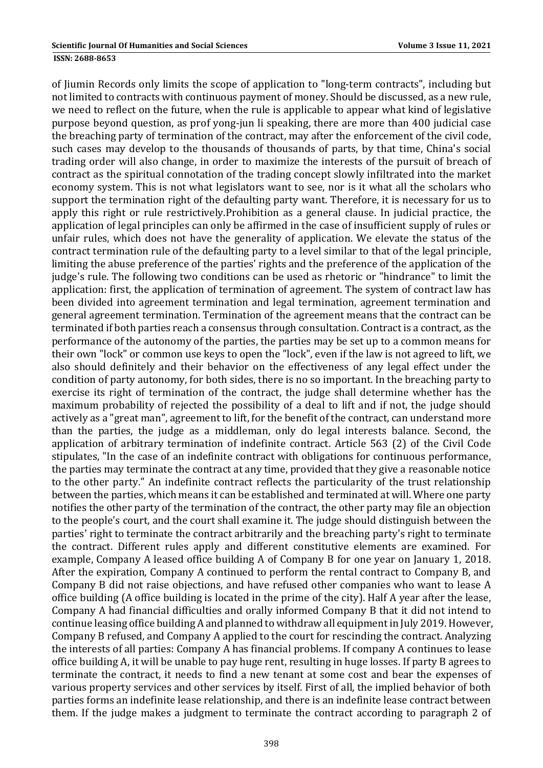of Jiumin Records only limits the scope of application to "long-term contracts", including but not limited to contracts with continuous payment of money. Should be discussed, as a new rule, we need to reflect on the future, when the rule is applicable to appear what kind of legislative purpose beyond question, as prof yong-jun li speaking, there are more than 400 judicial case the breaching party of termination of the contract, may after the enforcement of the civil code, such cases may develop to the thousands of thousands of parts, by that time, China's social trading order will also change, in order to maximize the interests of the pursuit of breach of contract as the spiritual connotation of the trading concept slowly infiltrated into the market economy system. This is not what legislators want to see, nor is it what all the scholars who support the termination right of the defaulting party want. Therefore, it is necessary for us to apply this right or rule restrictively.Prohibition as a general clause. In judicial practice, the application of legal principles can only be affirmed in the case of insufficient supply of rules or unfair rules, which does not have the generality of application. We elevate the status of the contract termination rule of the defaulting party to a level similar to that of the legal principle, limiting the abuse preference of the parties' rights and the preference of the application of the judge's rule. The following two conditions can be used as rhetoric or "hindrance" to limit the application: first, the application of termination of agreement. The system of contract law has been divided into agreement termination and legal termination, agreement termination and general agreement termination. Termination of the agreement means that the contract can be terminated if both parties reach a consensus through consultation. Contract is a contract, as the performance of the autonomy of the parties, the parties may be set up to a common means for their own "lock" or common use keys to open the "lock", even if the law is not agreed to lift, we also should definitely and their behavior on the effectiveness of any legal effect under the condition of party autonomy, for both sides, there is no so important. In the breaching party to exercise its right of termination of the contract, the judge shall determine whether has the maximum probability of rejected the possibility of a deal to lift and if not, the judge should actively as a "great man", agreement to lift, for the benefit of the contract, can understand more than the parties, the judge as a middleman, only do legal interests balance. Second, the application of arbitrary termination of indefinite contract. Article 563 (2) of the Civil Code stipulates, "In the case of an indefinite contract with obligations for continuous performance, the parties may terminate the contract at any time, provided that they give a reasonable notice to the other party." An indefinite contract reflects the particularity of the trust relationship between the parties, which means it can be established and terminated at will. Where one party notifies the other party of the termination of the contract, the other party may file an objection to the people's court, and the court shall examine it. The judge should distinguish between the parties' right to terminate the contract arbitrarily and the breaching party's right to terminate the contract. Different rules apply and different constitutive elements are examined. For example, Company A leased office building A of Company B for one year on January 1, 2018. After the expiration, Company A continued to perform the rental contract to Company B, and Company B did not raise objections, and have refused other companies who want to lease A office building (A office building is located in the prime of the city). Half A year after the lease, Company A had financial difficulties and orally informed Company B that it did not intend to continue leasing office building A and planned to withdraw all equipment in July 2019. However, Company B refused, and Company A applied to the court for rescinding the contract. Analyzing the interests of all parties: Company A has financial problems. If company A continues to lease office building A, it will be unable to pay huge rent, resulting in huge losses. If party B agrees to terminate the contract, it needs to find a new tenant at some cost and bear the expenses of various property services and other services by itself. First of all, the implied behavior of both parties forms an indefinite lease relationship, and there is an indefinite lease contract between them. If the judge makes a judgment to terminate the contract according to paragraph 2 of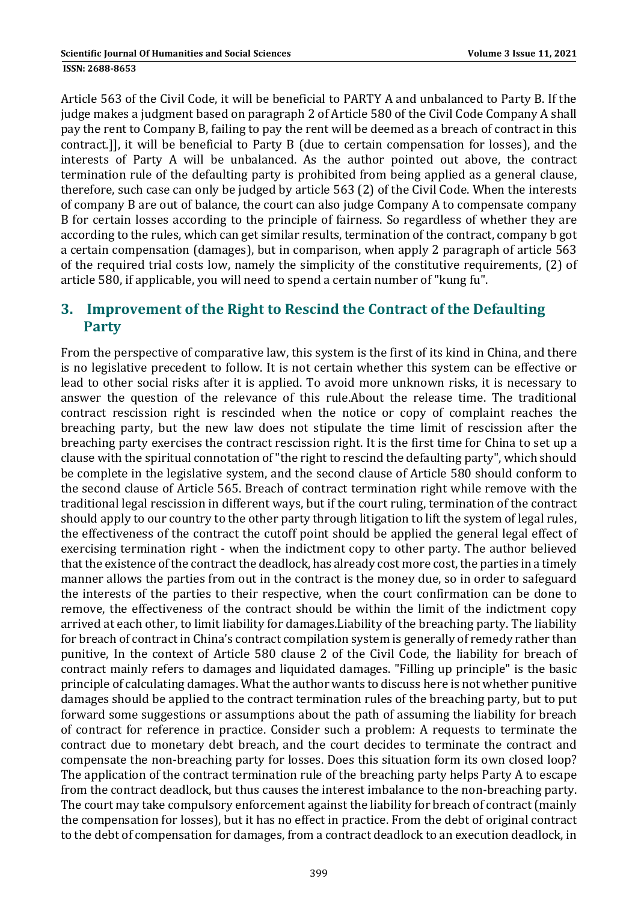Article 563 of the Civil Code, it will be beneficial to PARTY A and unbalanced to Party B. If the judge makes a judgment based on paragraph 2 of Article 580 of the Civil Code Company A shall pay the rent to Company B, failing to pay the rent will be deemed as a breach of contract in this contract.]], it will be beneficial to Party B (due to certain compensation for losses), and the interests of Party A will be unbalanced. As the author pointed out above, the contract termination rule of the defaulting party is prohibited from being applied as a general clause, therefore, such case can only be judged by article 563 (2) of the Civil Code. When the interests of company B are out of balance, the court can also judge Company A to compensate company B for certain losses according to the principle of fairness. So regardless of whether they are according to the rules, which can get similar results, termination of the contract, company b got a certain compensation (damages), but in comparison, when apply 2 paragraph of article 563 of the required trial costs low, namely the simplicity of the constitutive requirements, (2) of article 580, if applicable, you will need to spend a certain number of "kung fu".

## 3. Improvement of the Right to Rescind the Contract of the Defaulting Party

From the perspective of comparative law, this system is the first of its kind in China, and there is no legislative precedent to follow. It is not certain whether this system can be effective or lead to other social risks after it is applied. To avoid more unknown risks, it is necessary to answer the question of the relevance of this rule.About the release time. The traditional contract rescission right is rescinded when the notice or copy of complaint reaches the breaching party, but the new law does not stipulate the time limit of rescission after the breaching party exercises the contract rescission right. It is the first time for China to set up a clause with the spiritual connotation of "the right to rescind the defaulting party", which should be complete in the legislative system, and the second clause of Article 580 should conform to the second clause of Article 565. Breach of contract termination right while remove with the traditional legal rescission in different ways, but if the court ruling, termination of the contract should apply to our country to the other party through litigation to lift the system of legal rules, the effectiveness of the contract the cutoff point should be applied the general legal effect of exercising termination right - when the indictment copy to other party. The author believed that the existence of the contract the deadlock, has already cost more cost, the parties in a timely manner allows the parties from out in the contract is the money due, so in order to safeguard the interests of the parties to their respective, when the court confirmation can be done to remove, the effectiveness of the contract should be within the limit of the indictment copy arrived at each other, to limit liability for damages.Liability of the breaching party. The liability for breach of contract in China's contract compilation system is generally of remedy rather than punitive, In the context of Article 580 clause 2 of the Civil Code, the liability for breach of contract mainly refers to damages and liquidated damages. "Filling up principle" is the basic principle of calculating damages. What the author wants to discuss here is not whether punitive damages should be applied to the contract termination rules of the breaching party, but to put forward some suggestions or assumptions about the path of assuming the liability for breach of contract for reference in practice. Consider such a problem: A requests to terminate the contract due to monetary debt breach, and the court decides to terminate the contract and compensate the non-breaching party for losses. Does this situation form its own closed loop? The application of the contract termination rule of the breaching party helps Party A to escape from the contract deadlock, but thus causes the interest imbalance to the non-breaching party. The court may take compulsory enforcement against the liability for breach of contract (mainly the compensation for losses), but it has no effect in practice. From the debt of original contract to the debt of compensation for damages, from a contract deadlock to an execution deadlock, in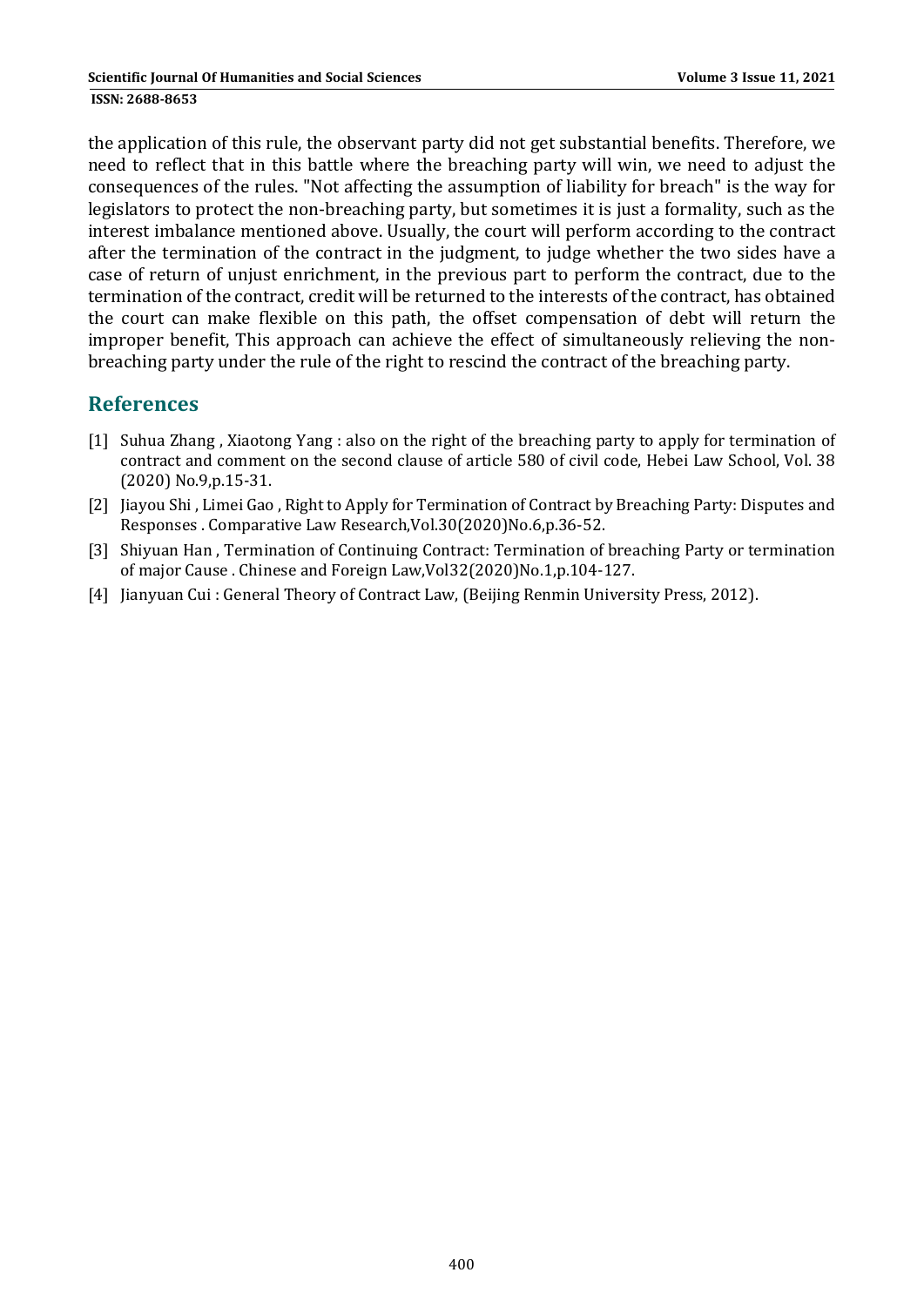the application of this rule, the observant party did not get substantial benefits. Therefore, we need to reflect that in this battle where the breaching party will win, we need to adjust the consequences of the rules. "Not affecting the assumption of liability for breach" is the way for legislators to protect the non-breaching party, but sometimes it is just a formality, such as the interest imbalance mentioned above. Usually, the court will perform according to the contract after the termination of the contract in the judgment, to judge whether the two sides have a case of return of unjust enrichment, in the previous part to perform the contract, due to the termination of the contract, credit will be returned to the interests of the contract, has obtained the court can make flexible on this path, the offset compensation of debt will return the improper benefit, This approach can achieve the effect of simultaneously relieving the non-breaching party under the rule of the right to rescind the contract of the breaching party.

## References

[1] Suhua Zhang , Xiaotong Yang : also on the right of the breaching party to apply for termination of contract and comment on the second clause of article 580 of civil code, Hebei Law School, Vol. 38 (2020) No.9,p.15-31.

[2] Jiayou Shi , Limei Gao , Right to Apply for Termination of Contract by Breaching Party: Disputes and Responses . Comparative Law Research,Vol.30(2020)No.6,p.36-52.

[3] Shiyuan Han , Termination of Continuing Contract: Termination of breaching Party or termination of major Cause . Chinese and Foreign Law,Vol32(2020)No.1,p.104-127.

[4] Jianyuan Cui : General Theory of Contract Law, (Beijing Renmin University Press, 2012).